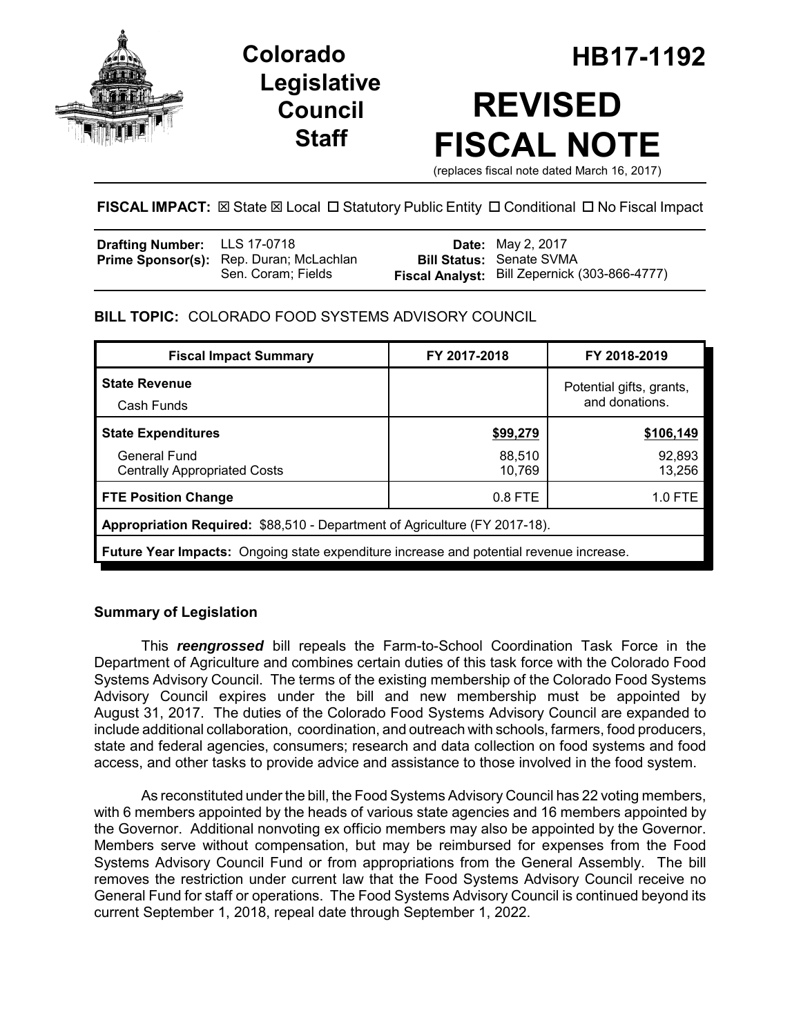# Colorado Legislative Council Staff

# HB17-1192

# REVISED FISCAL NOTE

(replaces fiscal note dated March 16, 2017)

**FISCAL IMPACT:** ☒ State ☒ Local ☐ Statutory Public Entity ☐ Conditional ☐ No Fiscal Impact

| | | | |
|---|---|---|---|
| **Drafting Number:** | LLS 17-0718 | **Date:** | May 2, 2017 |
| **Prime Sponsor(s):** | Rep. Duran; McLachlan<br>Sen. Coram; Fields | **Bill Status:** | Senate SVMA |
| | | **Fiscal Analyst:** | Bill Zepernick (303-866-4777) |

**BILL TOPIC:** COLORADO FOOD SYSTEMS ADVISORY COUNCIL

| Fiscal Impact Summary | FY 2017-2018 | FY 2018-2019 |
|---|---|---|
| **State Revenue**<br>Cash Funds | | Potential gifts, grants, and donations. |
| **State Expenditures** | **$99,279** | **$106,149** |
| General Fund | 88,510 | 92,893 |
| Centrally Appropriated Costs | 10,769 | 13,256 |
| **FTE Position Change** | 0.8 FTE | 1.0 FTE |
| **Appropriation Required:** $88,510 - Department of Agriculture (FY 2017-18). | | |
| **Future Year Impacts:** Ongoing state expenditure increase and potential revenue increase. | | |

## Summary of Legislation

This ***reengrossed*** bill repeals the Farm-to-School Coordination Task Force in the Department of Agriculture and combines certain duties of this task force with the Colorado Food Systems Advisory Council. The terms of the existing membership of the Colorado Food Systems Advisory Council expires under the bill and new membership must be appointed by August 31, 2017. The duties of the Colorado Food Systems Advisory Council are expanded to include additional collaboration, coordination, and outreach with schools, farmers, food producers, state and federal agencies, consumers; research and data collection on food systems and food access, and other tasks to provide advice and assistance to those involved in the food system.

As reconstituted under the bill, the Food Systems Advisory Council has 22 voting members, with 6 members appointed by the heads of various state agencies and 16 members appointed by the Governor. Additional nonvoting ex officio members may also be appointed by the Governor. Members serve without compensation, but may be reimbursed for expenses from the Food Systems Advisory Council Fund or from appropriations from the General Assembly. The bill removes the restriction under current law that the Food Systems Advisory Council receive no General Fund for staff or operations. The Food Systems Advisory Council is continued beyond its current September 1, 2018, repeal date through September 1, 2022.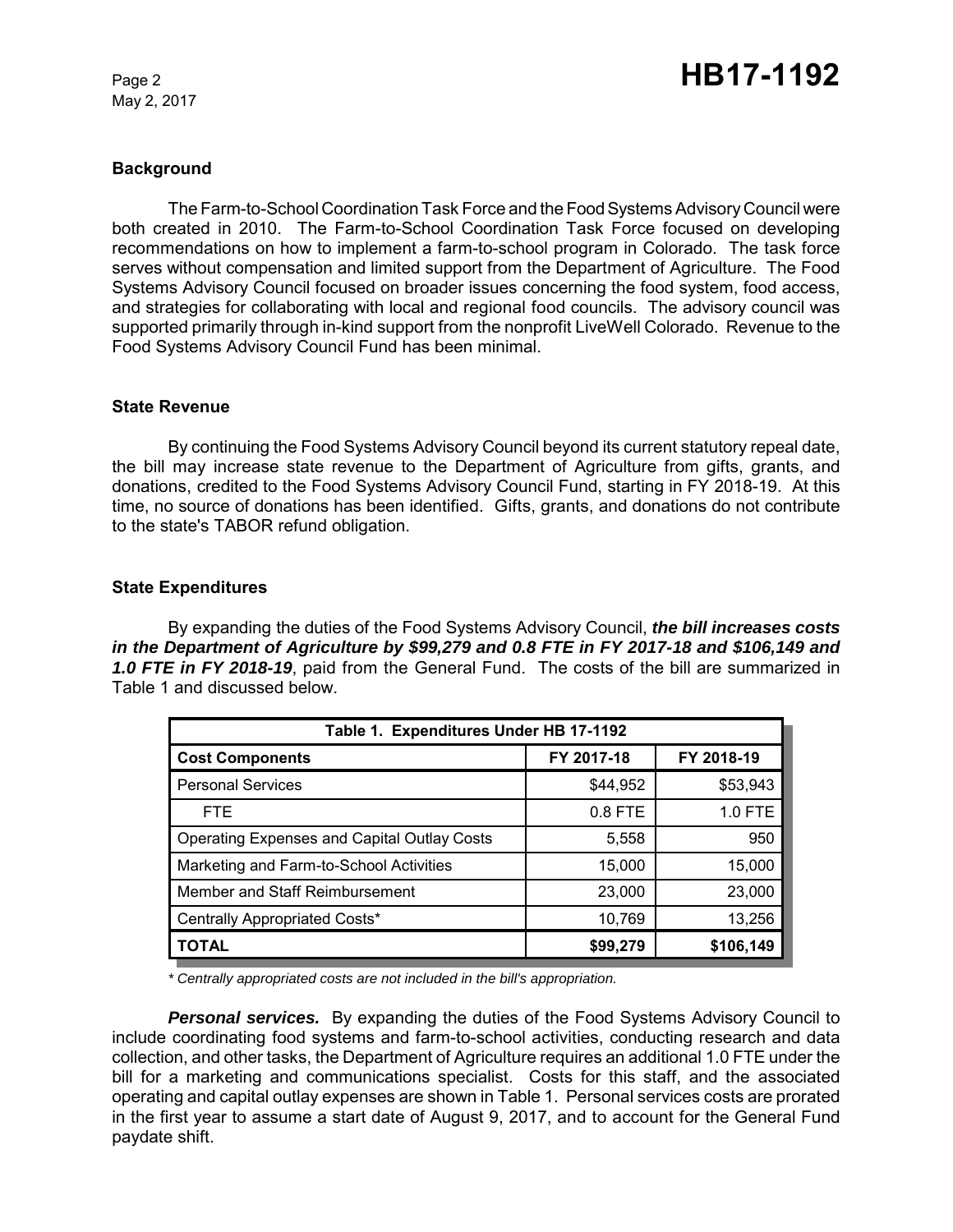### Background

The Farm-to-School Coordination Task Force and the Food Systems Advisory Council were both created in 2010. The Farm-to-School Coordination Task Force focused on developing recommendations on how to implement a farm-to-school program in Colorado. The task force serves without compensation and limited support from the Department of Agriculture. The Food Systems Advisory Council focused on broader issues concerning the food system, food access, and strategies for collaborating with local and regional food councils. The advisory council was supported primarily through in-kind support from the nonprofit LiveWell Colorado. Revenue to the Food Systems Advisory Council Fund has been minimal.

### State Revenue

By continuing the Food Systems Advisory Council beyond its current statutory repeal date, the bill may increase state revenue to the Department of Agriculture from gifts, grants, and donations, credited to the Food Systems Advisory Council Fund, starting in FY 2018-19. At this time, no source of donations has been identified. Gifts, grants, and donations do not contribute to the state's TABOR refund obligation.

### State Expenditures

By expanding the duties of the Food Systems Advisory Council, ***the bill increases costs in the Department of Agriculture by \$99,279 and 0.8 FTE in FY 2017-18 and \$106,149 and 1.0 FTE in FY 2018-19***, paid from the General Fund. The costs of the bill are summarized in Table 1 and discussed below.

| Table 1. Expenditures Under HB 17-1192 | | |
|---|---|---|
| **Cost Components** | **FY 2017-18** | **FY 2018-19** |
| Personal Services | \$44,952 | \$53,943 |
| FTE | 0.8 FTE | 1.0 FTE |
| Operating Expenses and Capital Outlay Costs | 5,558 | 950 |
| Marketing and Farm-to-School Activities | 15,000 | 15,000 |
| Member and Staff Reimbursement | 23,000 | 23,000 |
| Centrally Appropriated Costs* | 10,769 | 13,256 |
| **TOTAL** | **\$99,279** | **\$106,149** |

*\* Centrally appropriated costs are not included in the bill's appropriation.*

***Personal services.*** By expanding the duties of the Food Systems Advisory Council to include coordinating food systems and farm-to-school activities, conducting research and data collection, and other tasks, the Department of Agriculture requires an additional 1.0 FTE under the bill for a marketing and communications specialist. Costs for this staff, and the associated operating and capital outlay expenses are shown in Table 1. Personal services costs are prorated in the first year to assume a start date of August 9, 2017, and to account for the General Fund paydate shift.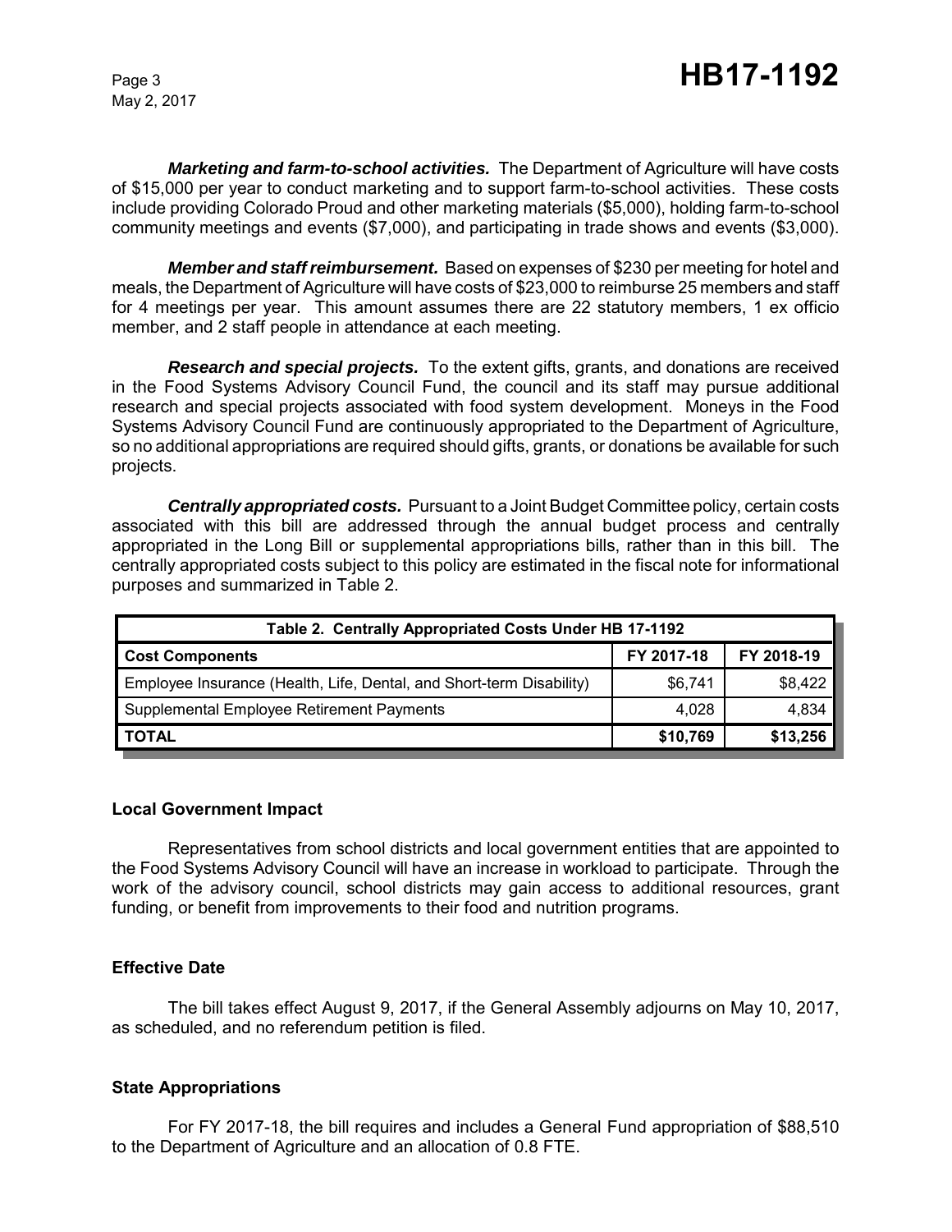***Marketing and farm-to-school activities.*** The Department of Agriculture will have costs of $15,000 per year to conduct marketing and to support farm-to-school activities. These costs include providing Colorado Proud and other marketing materials ($5,000), holding farm-to-school community meetings and events ($7,000), and participating in trade shows and events ($3,000).

***Member and staff reimbursement.*** Based on expenses of $230 per meeting for hotel and meals, the Department of Agriculture will have costs of $23,000 to reimburse 25 members and staff for 4 meetings per year. This amount assumes there are 22 statutory members, 1 ex officio member, and 2 staff people in attendance at each meeting.

***Research and special projects.*** To the extent gifts, grants, and donations are received in the Food Systems Advisory Council Fund, the council and its staff may pursue additional research and special projects associated with food system development. Moneys in the Food Systems Advisory Council Fund are continuously appropriated to the Department of Agriculture, so no additional appropriations are required should gifts, grants, or donations be available for such projects.

***Centrally appropriated costs.*** Pursuant to a Joint Budget Committee policy, certain costs associated with this bill are addressed through the annual budget process and centrally appropriated in the Long Bill or supplemental appropriations bills, rather than in this bill. The centrally appropriated costs subject to this policy are estimated in the fiscal note for informational purposes and summarized in Table 2.

**Table 2. Centrally Appropriated Costs Under HB 17-1192**

| Cost Components | FY 2017-18 | FY 2018-19 |
|---|---|---|
| Employee Insurance (Health, Life, Dental, and Short-term Disability) | $6,741 | $8,422 |
| Supplemental Employee Retirement Payments | 4,028 | 4,834 |
| **TOTAL** | **$10,769** | **$13,256** |

### Local Government Impact

Representatives from school districts and local government entities that are appointed to the Food Systems Advisory Council will have an increase in workload to participate. Through the work of the advisory council, school districts may gain access to additional resources, grant funding, or benefit from improvements to their food and nutrition programs.

### Effective Date

The bill takes effect August 9, 2017, if the General Assembly adjourns on May 10, 2017, as scheduled, and no referendum petition is filed.

### State Appropriations

For FY 2017-18, the bill requires and includes a General Fund appropriation of $88,510 to the Department of Agriculture and an allocation of 0.8 FTE.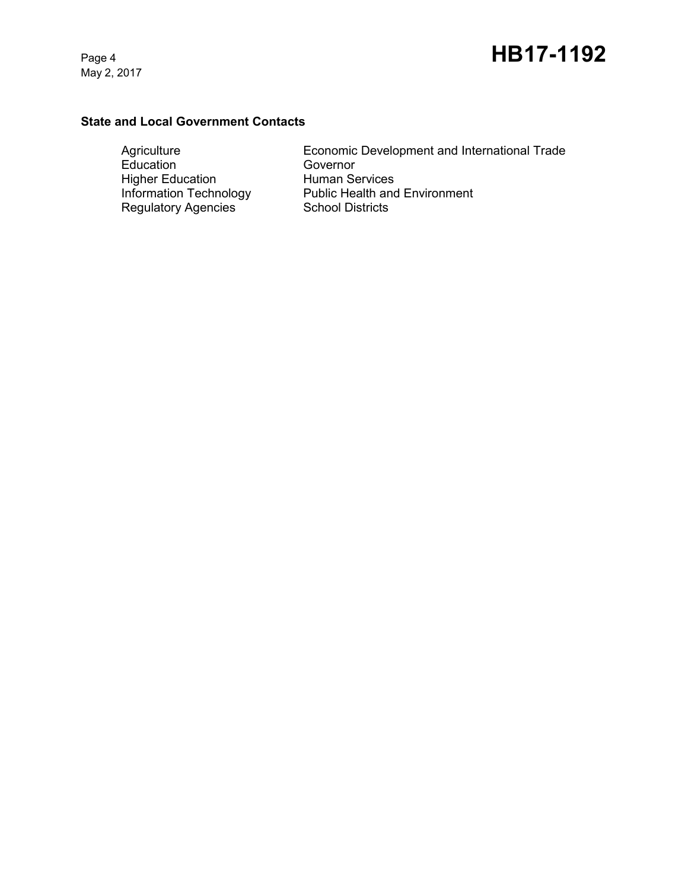**State and Local Government Contacts**

| | |
|---|---|
| Agriculture | Economic Development and International Trade |
| Education | Governor |
| Higher Education | Human Services |
| Information Technology | Public Health and Environment |
| Regulatory Agencies | School Districts |